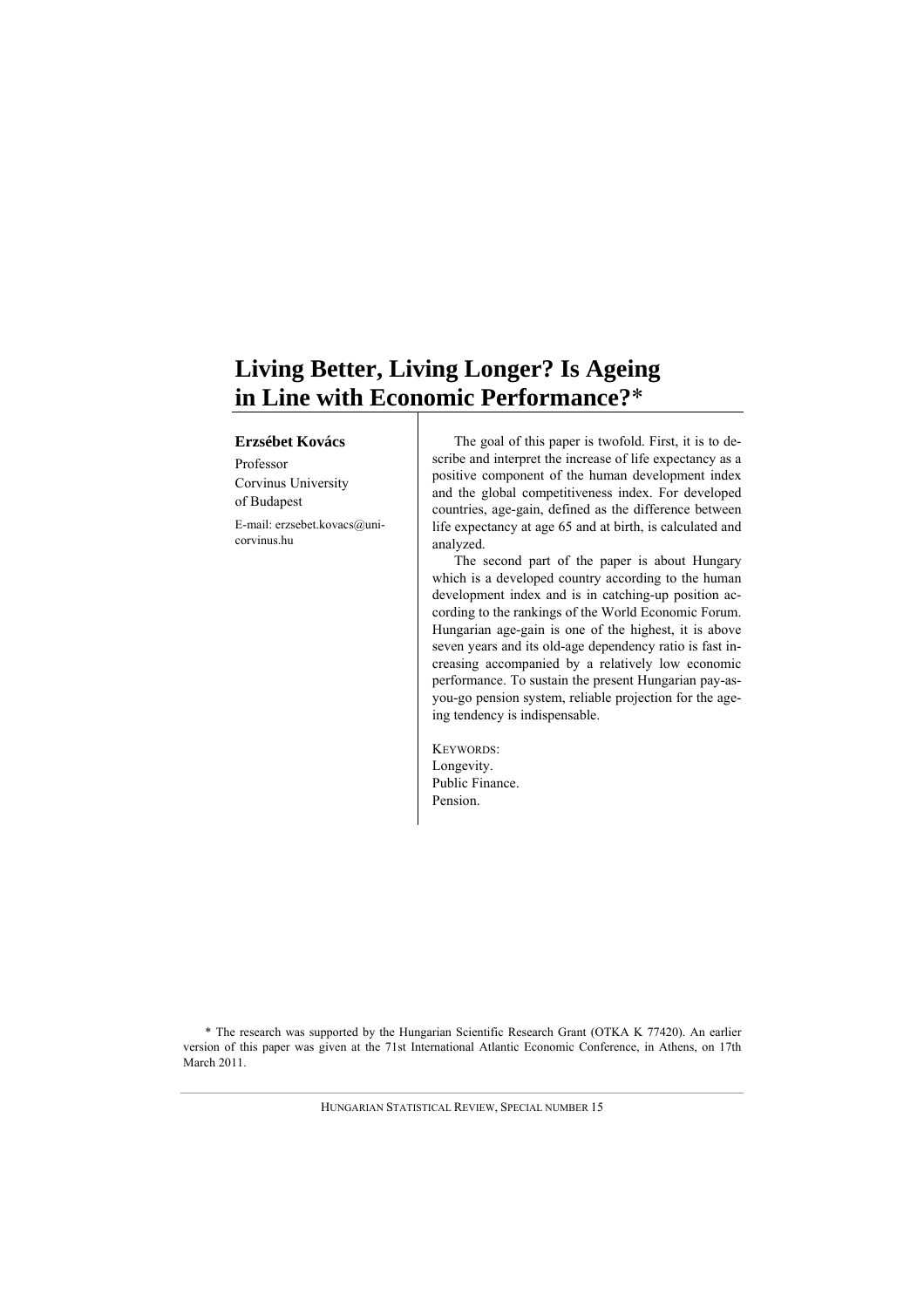# Living Better, Living Longer? Is Ageing in Line with Economic Performance?*

**Erzsébet Kovács**

Professor
Corvinus University of Budapest

E-mail: erzsebet.kovacs@uni-corvinus.hu

The goal of this paper is twofold. First, it is to describe and interpret the increase of life expectancy as a positive component of the human development index and the global competitiveness index. For developed countries, age-gain, defined as the difference between life expectancy at age 65 and at birth, is calculated and analyzed.

The second part of the paper is about Hungary which is a developed country according to the human development index and is in catching-up position according to the rankings of the World Economic Forum. Hungarian age-gain is one of the highest, it is above seven years and its old-age dependency ratio is fast increasing accompanied by a relatively low economic performance. To sustain the present Hungarian pay-as-you-go pension system, reliable projection for the ageing tendency is indispensable.

KEYWORDS:
Longevity.
Public Finance.
Pension.

* The research was supported by the Hungarian Scientific Research Grant (OTKA K 77420). An earlier version of this paper was given at the 71st International Atlantic Economic Conference, in Athens, on 17th March 2011.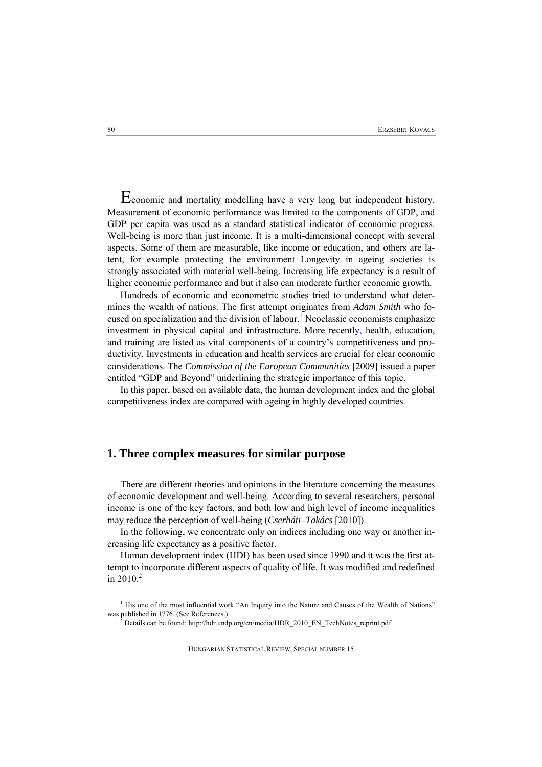Economic and mortality modelling have a very long but independent history. Measurement of economic performance was limited to the components of GDP, and GDP per capita was used as a standard statistical indicator of economic progress. Well-being is more than just income. It is a multi-dimensional concept with several aspects. Some of them are measurable, like income or education, and others are latent, for example protecting the environment Longevity in ageing societies is strongly associated with material well-being. Increasing life expectancy is a result of higher economic performance and but it also can moderate further economic growth.

Hundreds of economic and econometric studies tried to understand what determines the wealth of nations. The first attempt originates from *Adam Smith* who focused on specialization and the division of labour.[1] Neoclassic economists emphasize investment in physical capital and infrastructure. More recently, health, education, and training are listed as vital components of a country's competitiveness and productivity. Investments in education and health services are crucial for clear economic considerations. The *Commission of the European Communities* [2009] issued a paper entitled "GDP and Beyond" underlining the strategic importance of this topic.

In this paper, based on available data, the human development index and the global competitiveness index are compared with ageing in highly developed countries.

## 1. Three complex measures for similar purpose

There are different theories and opinions in the literature concerning the measures of economic development and well-being. According to several researchers, personal income is one of the key factors, and both low and high level of income inequalities may reduce the perception of well-being (*Cserháti–Takács* [2010]).

In the following, we concentrate only on indices including one way or another increasing life expectancy as a positive factor.

Human development index (HDI) has been used since 1990 and it was the first attempt to incorporate different aspects of quality of life. It was modified and redefined in 2010.[2]

[1] His one of the most influential work "An Inquiry into the Nature and Causes of the Wealth of Nations" was published in 1776. (See References.)

[2] Details can be found: http://hdr.undp.org/en/media/HDR_2010_EN_TechNotes_reprint.pdf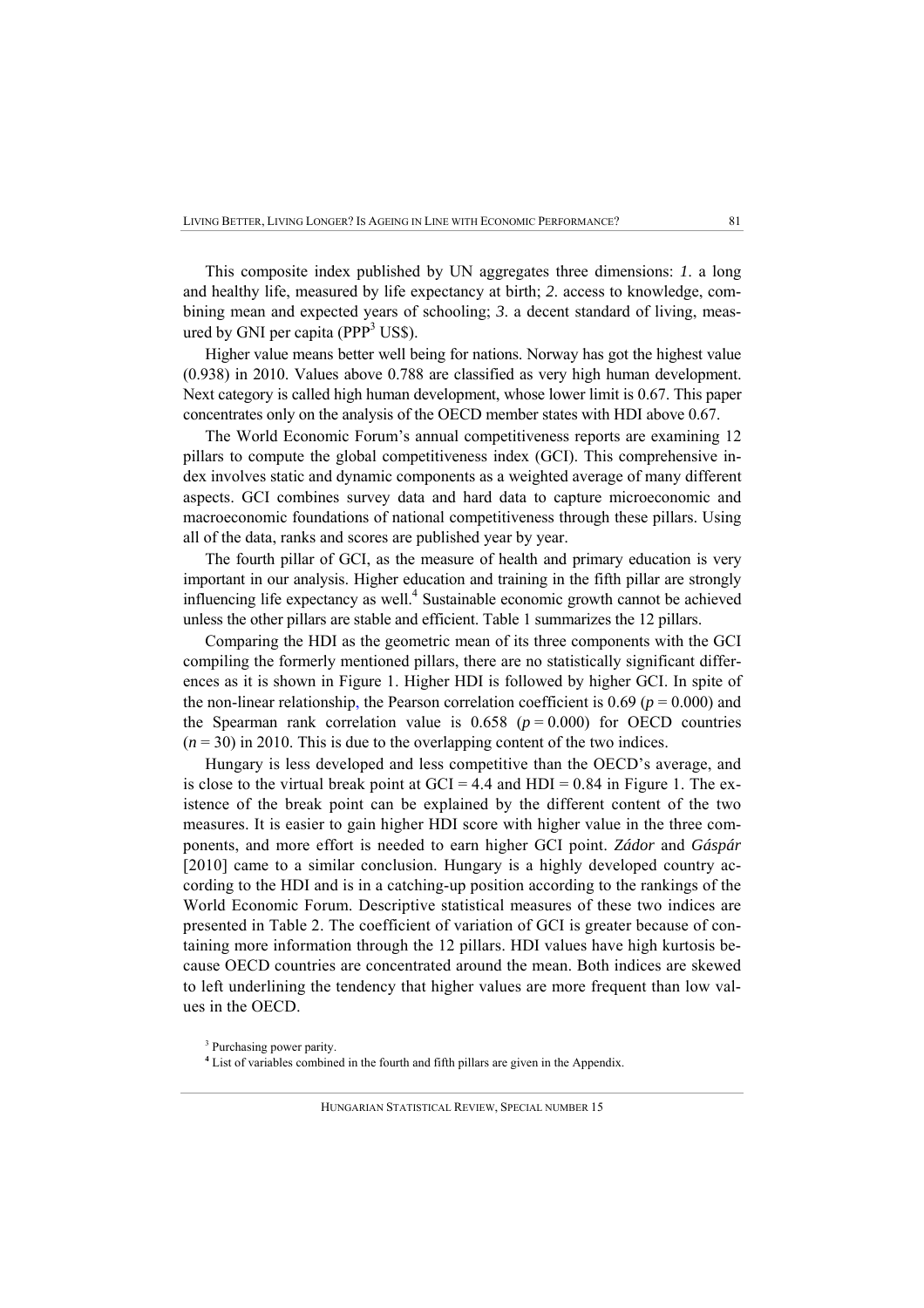This composite index published by UN aggregates three dimensions: *1*. a long and healthy life, measured by life expectancy at birth; *2*. access to knowledge, combining mean and expected years of schooling; *3*. a decent standard of living, measured by GNI per capita (PPP[3] US$).

Higher value means better well being for nations. Norway has got the highest value (0.938) in 2010. Values above 0.788 are classified as very high human development. Next category is called high human development, whose lower limit is 0.67. This paper concentrates only on the analysis of the OECD member states with HDI above 0.67.

The World Economic Forum's annual competitiveness reports are examining 12 pillars to compute the global competitiveness index (GCI). This comprehensive index involves static and dynamic components as a weighted average of many different aspects. GCI combines survey data and hard data to capture microeconomic and macroeconomic foundations of national competitiveness through these pillars. Using all of the data, ranks and scores are published year by year.

The fourth pillar of GCI, as the measure of health and primary education is very important in our analysis. Higher education and training in the fifth pillar are strongly influencing life expectancy as well.[4] Sustainable economic growth cannot be achieved unless the other pillars are stable and efficient. Table 1 summarizes the 12 pillars.

Comparing the HDI as the geometric mean of its three components with the GCI compiling the formerly mentioned pillars, there are no statistically significant differences as it is shown in Figure 1. Higher HDI is followed by higher GCI. In spite of the non-linear relationship, the Pearson correlation coefficient is 0.69 ($p = 0.000$) and the Spearman rank correlation value is 0.658 ($p = 0.000$) for OECD countries ($n = 30$) in 2010. This is due to the overlapping content of the two indices.

Hungary is less developed and less competitive than the OECD's average, and is close to the virtual break point at GCI = 4.4 and HDI = 0.84 in Figure 1. The existence of the break point can be explained by the different content of the two measures. It is easier to gain higher HDI score with higher value in the three components, and more effort is needed to earn higher GCI point. *Zádor* and *Gáspár* [2010] came to a similar conclusion. Hungary is a highly developed country according to the HDI and is in a catching-up position according to the rankings of the World Economic Forum. Descriptive statistical measures of these two indices are presented in Table 2. The coefficient of variation of GCI is greater because of containing more information through the 12 pillars. HDI values have high kurtosis because OECD countries are concentrated around the mean. Both indices are skewed to left underlining the tendency that higher values are more frequent than low values in the OECD.

[3] Purchasing power parity.

[4] List of variables combined in the fourth and fifth pillars are given in the Appendix.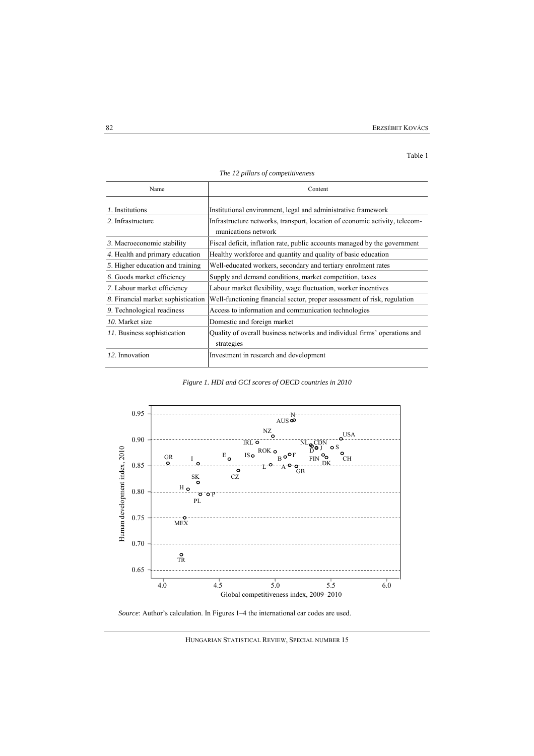Table 1

*The 12 pillars of competitiveness*

| Name | Content |
|---|---|
| *1.* Institutions | Institutional environment, legal and administrative framework |
| *2.* Infrastructure | Infrastructure networks, transport, location of economic activity, telecommunications network |
| *3.* Macroeconomic stability | Fiscal deficit, inflation rate, public accounts managed by the government |
| *4.* Health and primary education | Healthy workforce and quantity and quality of basic education |
| *5.* Higher education and training | Well-educated workers, secondary and tertiary enrolment rates |
| *6.* Goods market efficiency | Supply and demand conditions, market competition, taxes |
| *7.* Labour market efficiency | Labour market flexibility, wage fluctuation, worker incentives |
| *8.* Financial market sophistication | Well-functioning financial sector, proper assessment of risk, regulation |
| *9.* Technological readiness | Access to information and communication technologies |
| *10.* Market size | Domestic and foreign market |
| *11.* Business sophistication | Quality of overall business networks and individual firms' operations and strategies |
| *12.* Innovation | Investment in research and development |

*Figure 1. HDI and GCI scores of OECD countries in 2010*

*Source*: Author's calculation. In Figures 1–4 the international car codes are used.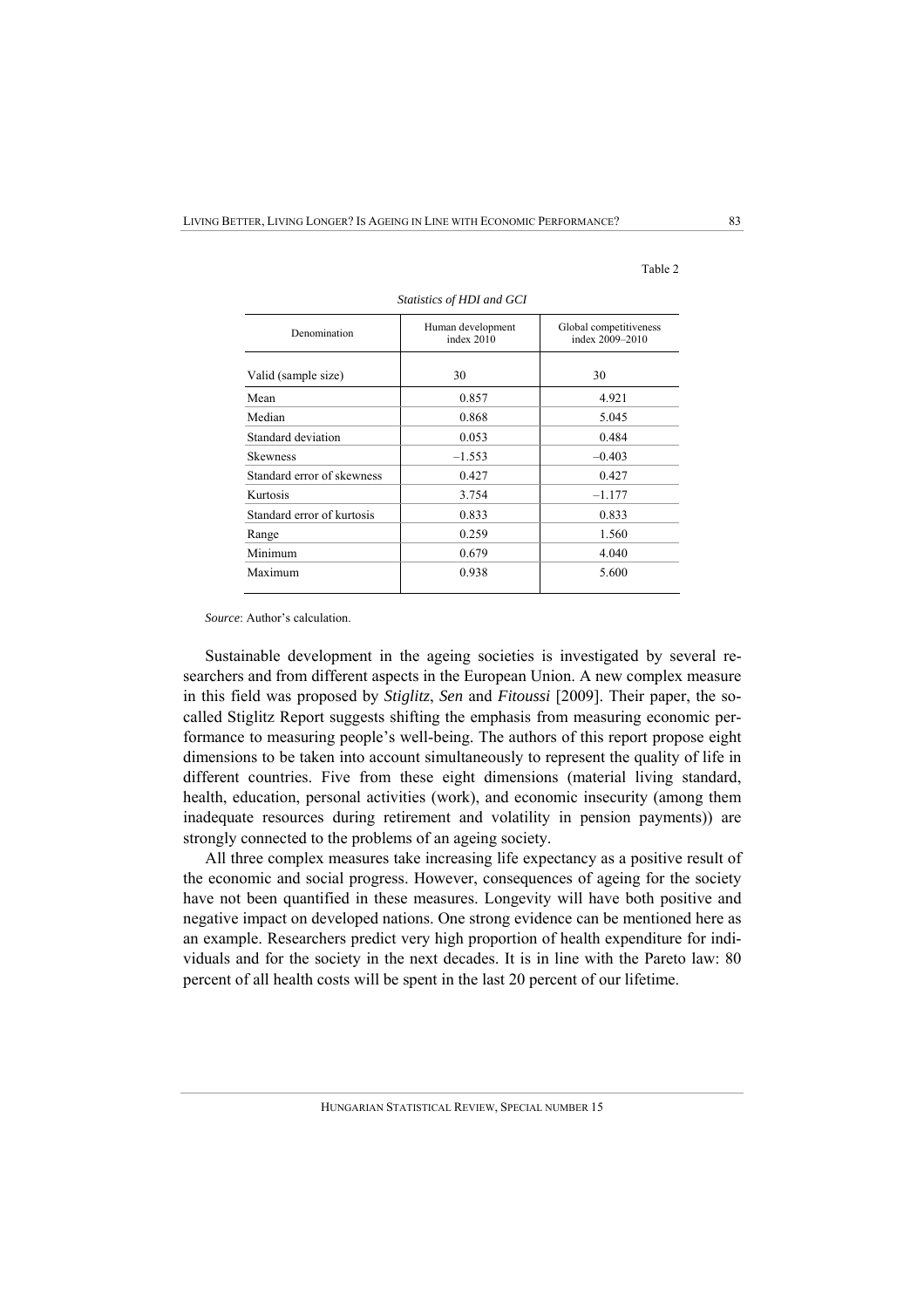Table 2

*Statistics of HDI and GCI*

| Denomination | Human development index 2010 | Global competitiveness index 2009–2010 |
|---|---|---|
| Valid (sample size) | 30 | 30 |
| Mean | 0.857 | 4.921 |
| Median | 0.868 | 5.045 |
| Standard deviation | 0.053 | 0.484 |
| Skewness | –1.553 | –0.403 |
| Standard error of skewness | 0.427 | 0.427 |
| Kurtosis | 3.754 | –1.177 |
| Standard error of kurtosis | 0.833 | 0.833 |
| Range | 0.259 | 1.560 |
| Minimum | 0.679 | 4.040 |
| Maximum | 0.938 | 5.600 |

*Source*: Author's calculation.

Sustainable development in the ageing societies is investigated by several researchers and from different aspects in the European Union. A new complex measure in this field was proposed by *Stiglitz*, *Sen* and *Fitoussi* [2009]. Their paper, the so-called Stiglitz Report suggests shifting the emphasis from measuring economic performance to measuring people's well-being. The authors of this report propose eight dimensions to be taken into account simultaneously to represent the quality of life in different countries. Five from these eight dimensions (material living standard, health, education, personal activities (work), and economic insecurity (among them inadequate resources during retirement and volatility in pension payments)) are strongly connected to the problems of an ageing society.

All three complex measures take increasing life expectancy as a positive result of the economic and social progress. However, consequences of ageing for the society have not been quantified in these measures. Longevity will have both positive and negative impact on developed nations. One strong evidence can be mentioned here as an example. Researchers predict very high proportion of health expenditure for individuals and for the society in the next decades. It is in line with the Pareto law: 80 percent of all health costs will be spent in the last 20 percent of our lifetime.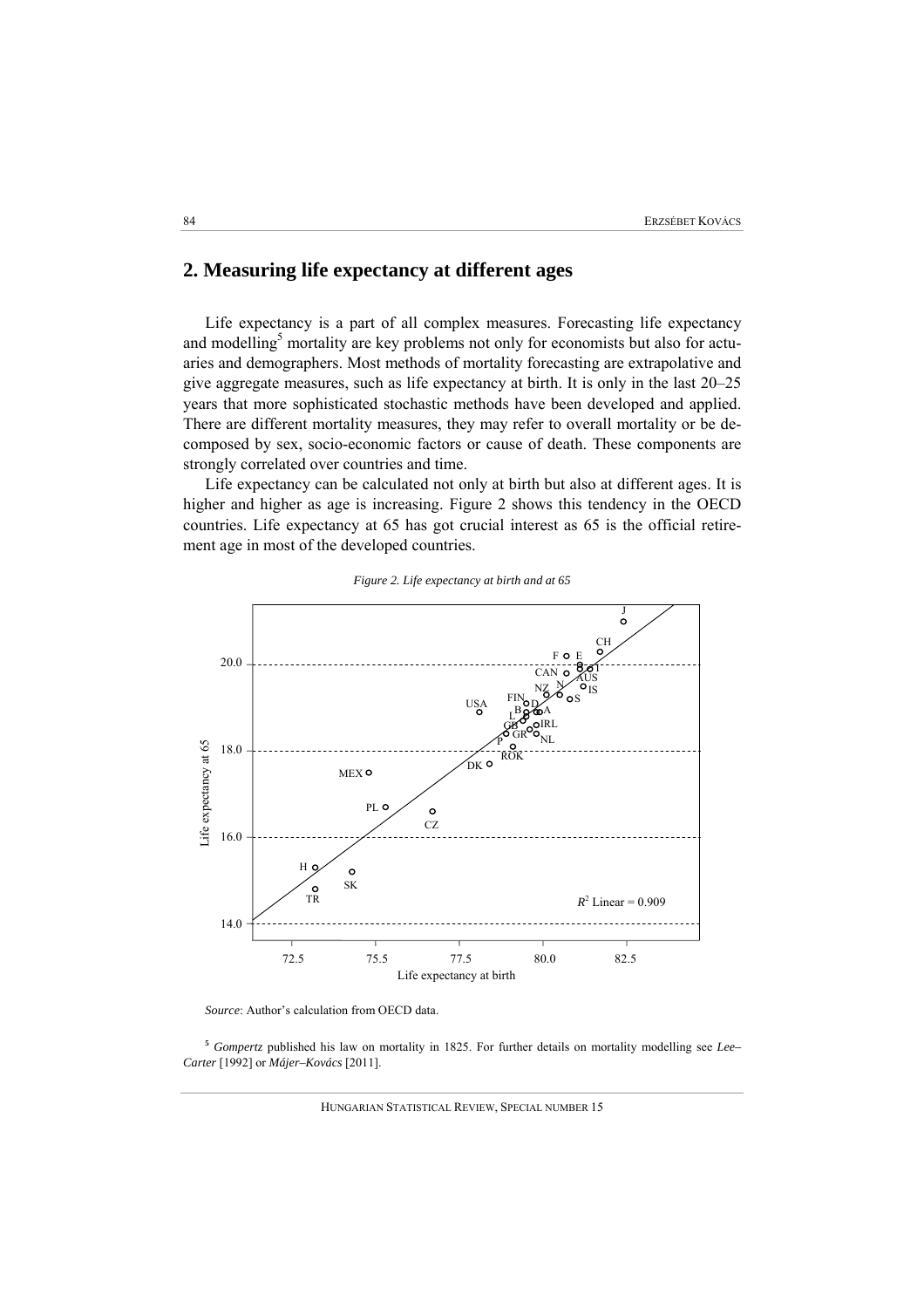## 2. Measuring life expectancy at different ages

Life expectancy is a part of all complex measures. Forecasting life expectancy and modelling[5] mortality are key problems not only for economists but also for actuaries and demographers. Most methods of mortality forecasting are extrapolative and give aggregate measures, such as life expectancy at birth. It is only in the last 20–25 years that more sophisticated stochastic methods have been developed and applied. There are different mortality measures, they may refer to overall mortality or be decomposed by sex, socio-economic factors or cause of death. These components are strongly correlated over countries and time.

Life expectancy can be calculated not only at birth but also at different ages. It is higher and higher as age is increasing. Figure 2 shows this tendency in the OECD countries. Life expectancy at 65 has got crucial interest as 65 is the official retirement age in most of the developed countries.

*Figure 2. Life expectancy at birth and at 65*

*Source*: Author's calculation from OECD data.

[5] *Gompertz* published his law on mortality in 1825. For further details on mortality modelling see *Lee–Carter* [1992] or *Májer–Kovács* [2011].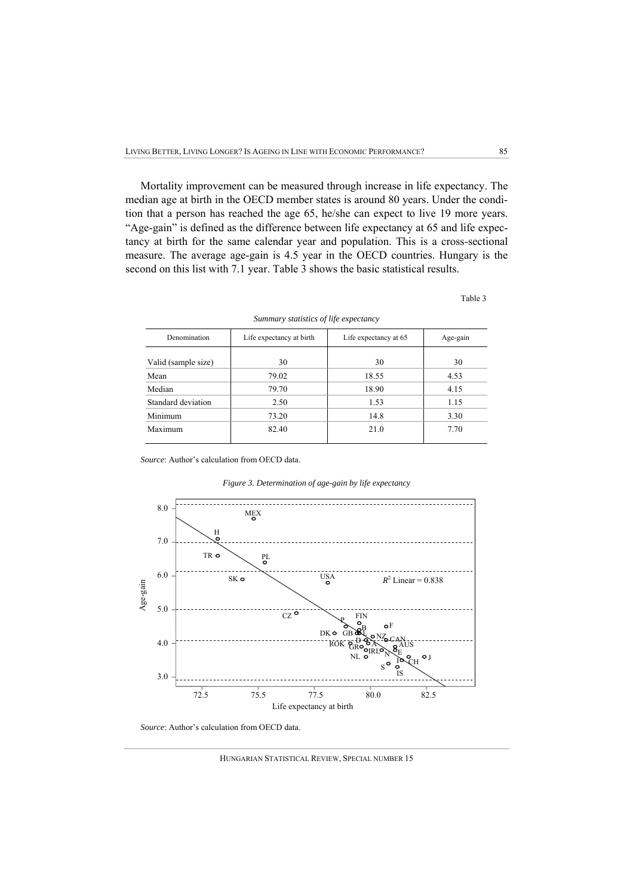Mortality improvement can be measured through increase in life expectancy. The median age at birth in the OECD member states is around 80 years. Under the condition that a person has reached the age 65, he/she can expect to live 19 more years. "Age-gain" is defined as the difference between life expectancy at 65 and life expectancy at birth for the same calendar year and population. This is a cross-sectional measure. The average age-gain is 4.5 year in the OECD countries. Hungary is the second on this list with 7.1 year. Table 3 shows the basic statistical results.

Table 3

*Summary statistics of life expectancy*

| Denomination | Life expectancy at birth | Life expectancy at 65 | Age-gain |
|---|---|---|---|
| Valid (sample size) | 30 | 30 | 30 |
| Mean | 79.02 | 18.55 | 4.53 |
| Median | 79.70 | 18.90 | 4.15 |
| Standard deviation | 2.50 | 1.53 | 1.15 |
| Minimum | 73.20 | 14.8 | 3.30 |
| Maximum | 82.40 | 21.0 | 7.70 |

*Source*: Author's calculation from OECD data.

*Figure 3. Determination of age-gain by life expectancy*

*Source*: Author's calculation from OECD data.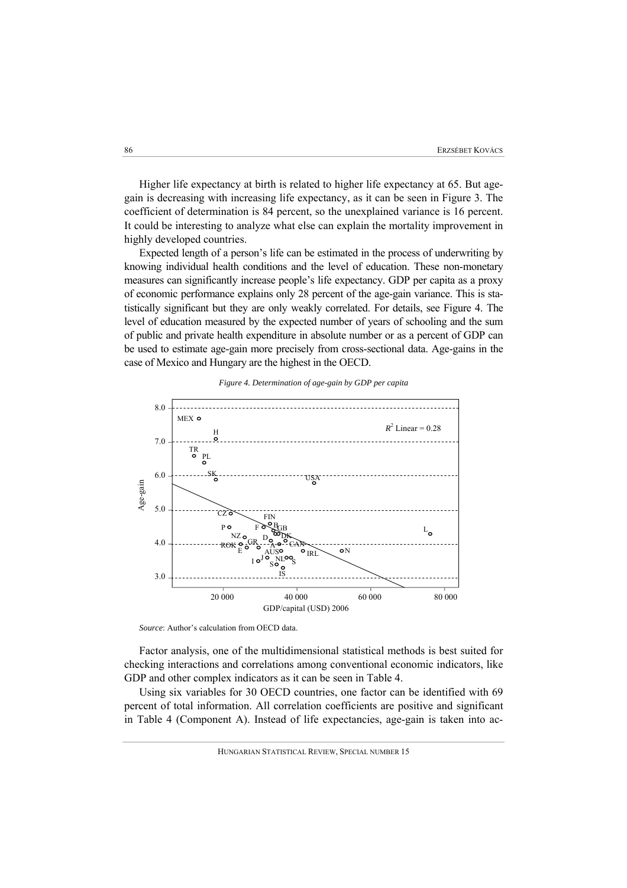Higher life expectancy at birth is related to higher life expectancy at 65. But age-gain is decreasing with increasing life expectancy, as it can be seen in Figure 3. The coefficient of determination is 84 percent, so the unexplained variance is 16 percent. It could be interesting to analyze what else can explain the mortality improvement in highly developed countries.

Expected length of a person's life can be estimated in the process of underwriting by knowing individual health conditions and the level of education. These non-monetary measures can significantly increase people's life expectancy. GDP per capita as a proxy of economic performance explains only 28 percent of the age-gain variance. This is statistically significant but they are only weakly correlated. For details, see Figure 4. The level of education measured by the expected number of years of schooling and the sum of public and private health expenditure in absolute number or as a percent of GDP can be used to estimate age-gain more precisely from cross-sectional data. Age-gains in the case of Mexico and Hungary are the highest in the OECD.

*Figure 4. Determination of age-gain by GDP per capita*

*Source*: Author's calculation from OECD data.

Factor analysis, one of the multidimensional statistical methods is best suited for checking interactions and correlations among conventional economic indicators, like GDP and other complex indicators as it can be seen in Table 4.

Using six variables for 30 OECD countries, one factor can be identified with 69 percent of total information. All correlation coefficients are positive and significant in Table 4 (Component A). Instead of life expectancies, age-gain is taken into ac-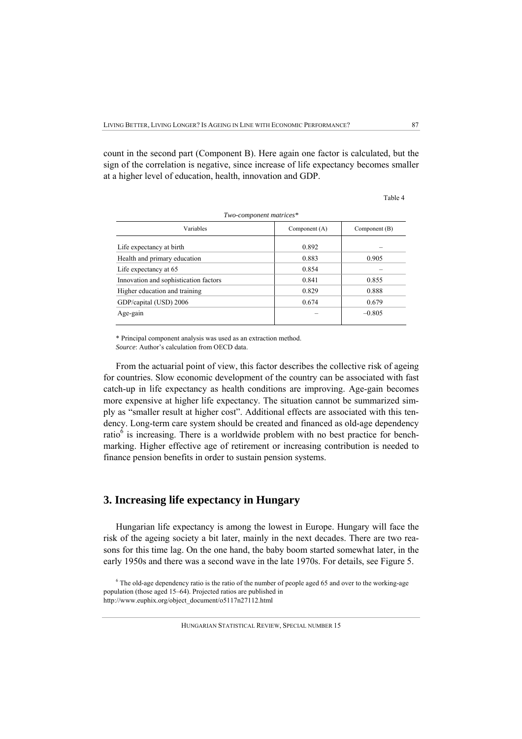count in the second part (Component B). Here again one factor is calculated, but the sign of the correlation is negative, since increase of life expectancy becomes smaller at a higher level of education, health, innovation and GDP.

Table 4

*Two-component matrices**

| Variables | Component (A) | Component (B) |
|---|---|---|
| Life expectancy at birth | 0.892 | – |
| Health and primary education | 0.883 | 0.905 |
| Life expectancy at 65 | 0.854 | – |
| Innovation and sophistication factors | 0.841 | 0.855 |
| Higher education and training | 0.829 | 0.888 |
| GDP/capital (USD) 2006 | 0.674 | 0.679 |
| Age-gain | – | –0.805 |

* Principal component analysis was used as an extraction method.
*Source*: Author's calculation from OECD data.

From the actuarial point of view, this factor describes the collective risk of ageing for countries. Slow economic development of the country can be associated with fast catch-up in life expectancy as health conditions are improving. Age-gain becomes more expensive at higher life expectancy. The situation cannot be summarized simply as "smaller result at higher cost". Additional effects are associated with this tendency. Long-term care system should be created and financed as old-age dependency ratio[6] is increasing. There is a worldwide problem with no best practice for benchmarking. Higher effective age of retirement or increasing contribution is needed to finance pension benefits in order to sustain pension systems.

## 3. Increasing life expectancy in Hungary

Hungarian life expectancy is among the lowest in Europe. Hungary will face the risk of the ageing society a bit later, mainly in the next decades. There are two reasons for this time lag. On the one hand, the baby boom started somewhat later, in the early 1950s and there was a second wave in the late 1970s. For details, see Figure 5.

[6] The old-age dependency ratio is the ratio of the number of people aged 65 and over to the working-age population (those aged 15–64). Projected ratios are published in http://www.euphix.org/object_document/o5117n27112.html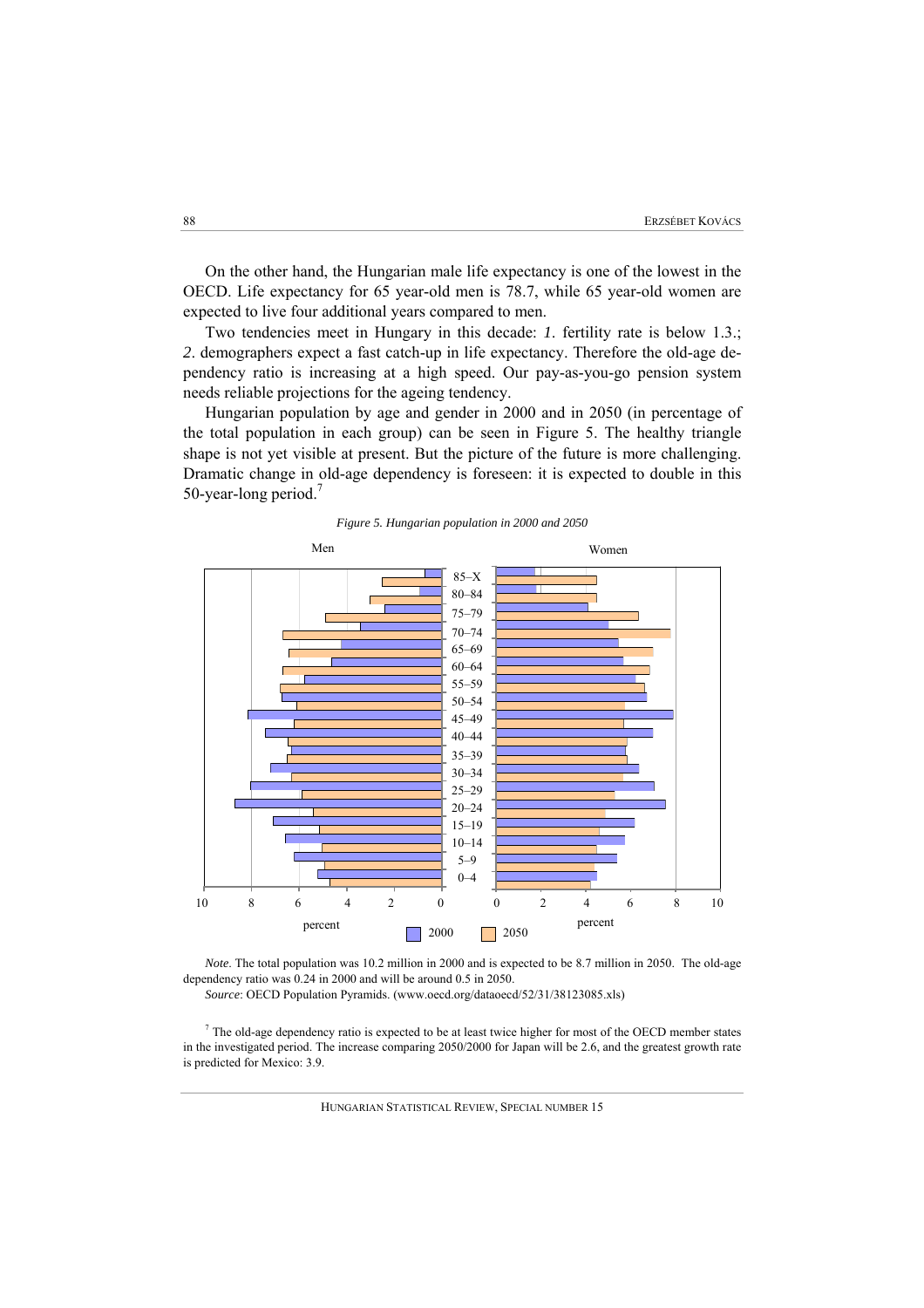On the other hand, the Hungarian male life expectancy is one of the lowest in the OECD. Life expectancy for 65 year-old men is 78.7, while 65 year-old women are expected to live four additional years compared to men.

Two tendencies meet in Hungary in this decade: *1*. fertility rate is below 1.3.; *2*. demographers expect a fast catch-up in life expectancy. Therefore the old-age dependency ratio is increasing at a high speed. Our pay-as-you-go pension system needs reliable projections for the ageing tendency.

Hungarian population by age and gender in 2000 and in 2050 (in percentage of the total population in each group) can be seen in Figure 5. The healthy triangle shape is not yet visible at present. But the picture of the future is more challenging. Dramatic change in old-age dependency is foreseen: it is expected to double in this 50-year-long period.[7]

*Figure 5. Hungarian population in 2000 and 2050*

*Note*. The total population was 10.2 million in 2000 and is expected to be 8.7 million in 2050. The old-age dependency ratio was 0.24 in 2000 and will be around 0.5 in 2050.

*Source*: OECD Population Pyramids. (www.oecd.org/dataoecd/52/31/38123085.xls)

[7] The old-age dependency ratio is expected to be at least twice higher for most of the OECD member states in the investigated period. The increase comparing 2050/2000 for Japan will be 2.6, and the greatest growth rate is predicted for Mexico: 3.9.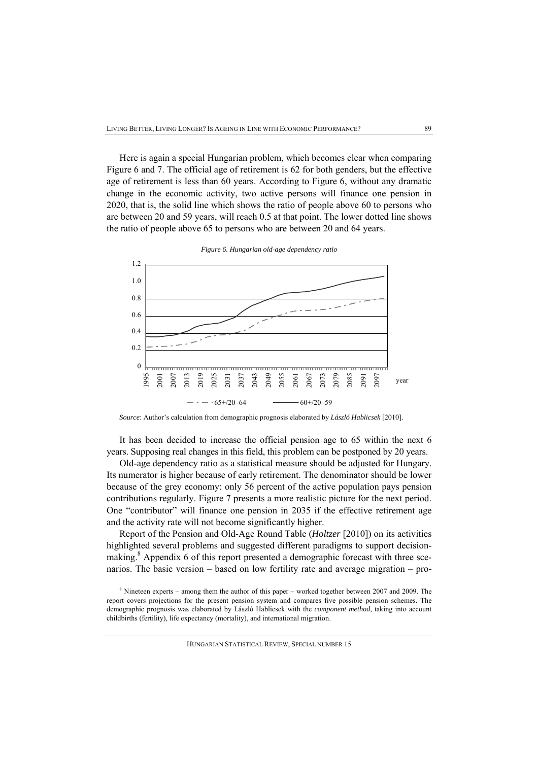Here is again a special Hungarian problem, which becomes clear when comparing Figure 6 and 7. The official age of retirement is 62 for both genders, but the effective age of retirement is less than 60 years. According to Figure 6, without any dramatic change in the economic activity, two active persons will finance one pension in 2020, that is, the solid line which shows the ratio of people above 60 to persons who are between 20 and 59 years, will reach 0.5 at that point. The lower dotted line shows the ratio of people above 65 to persons who are between 20 and 64 years.

*Figure 6. Hungarian old-age dependency ratio*

*Source*: Author's calculation from demographic prognosis elaborated by *László Hablicsek* [2010].

It has been decided to increase the official pension age to 65 within the next 6 years. Supposing real changes in this field, this problem can be postponed by 20 years.

Old-age dependency ratio as a statistical measure should be adjusted for Hungary. Its numerator is higher because of early retirement. The denominator should be lower because of the grey economy: only 56 percent of the active population pays pension contributions regularly. Figure 7 presents a more realistic picture for the next period. One "contributor" will finance one pension in 2035 if the effective retirement age and the activity rate will not become significantly higher.

Report of the Pension and Old-Age Round Table (*Holtzer* [2010]) on its activities highlighted several problems and suggested different paradigms to support decision-making.[8] Appendix 6 of this report presented a demographic forecast with three scenarios. The basic version – based on low fertility rate and average migration – pro-

[8] Nineteen experts – among them the author of this paper – worked together between 2007 and 2009. The report covers projections for the present pension system and compares five possible pension schemes. The demographic prognosis was elaborated by László Hablicsek with the *component method,* taking into account childbirths (fertility), life expectancy (mortality), and international migration.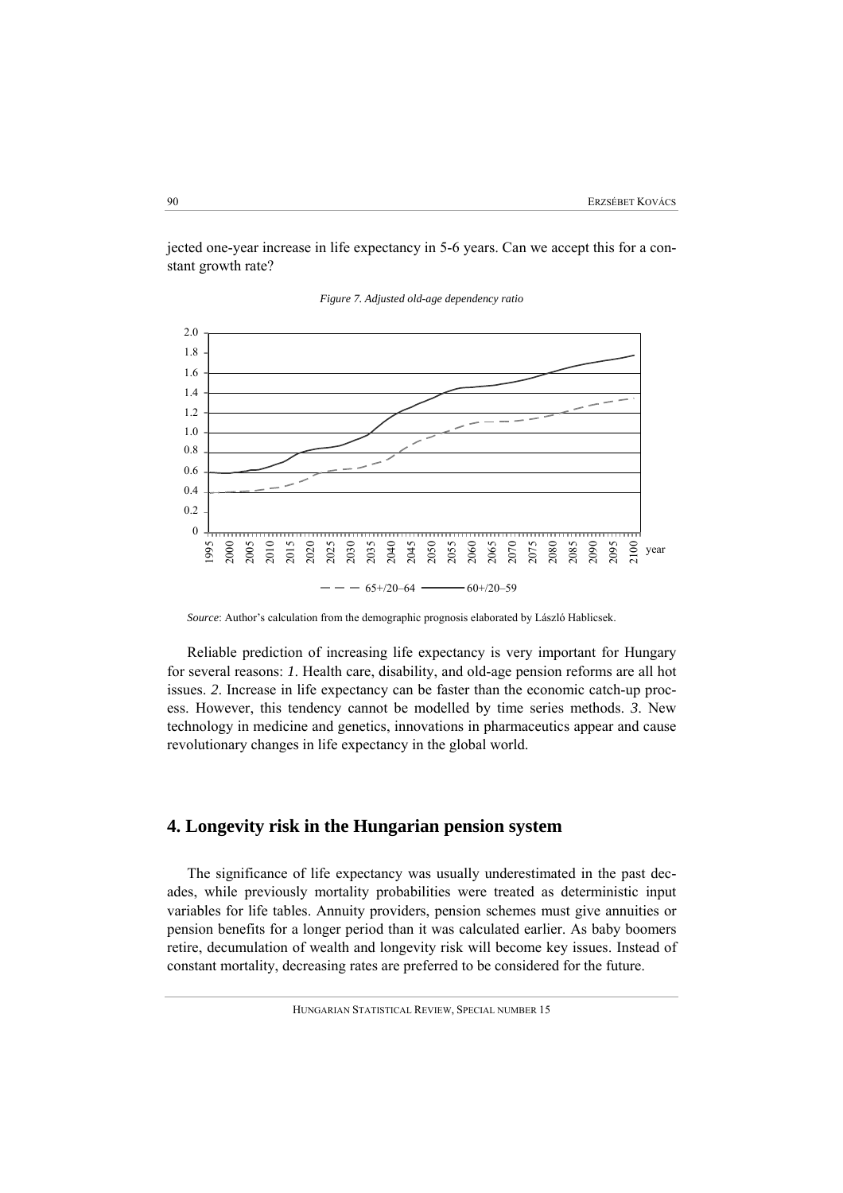jected one-year increase in life expectancy in 5-6 years. Can we accept this for a constant growth rate?

*Figure 7. Adjusted old-age dependency ratio*

*Source*: Author's calculation from the demographic prognosis elaborated by László Hablicsek.

Reliable prediction of increasing life expectancy is very important for Hungary for several reasons: *1*. Health care, disability, and old-age pension reforms are all hot issues. *2*. Increase in life expectancy can be faster than the economic catch-up process. However, this tendency cannot be modelled by time series methods. *3*. New technology in medicine and genetics, innovations in pharmaceutics appear and cause revolutionary changes in life expectancy in the global world.

## 4. Longevity risk in the Hungarian pension system

The significance of life expectancy was usually underestimated in the past decades, while previously mortality probabilities were treated as deterministic input variables for life tables. Annuity providers, pension schemes must give annuities or pension benefits for a longer period than it was calculated earlier. As baby boomers retire, decumulation of wealth and longevity risk will become key issues. Instead of constant mortality, decreasing rates are preferred to be considered for the future.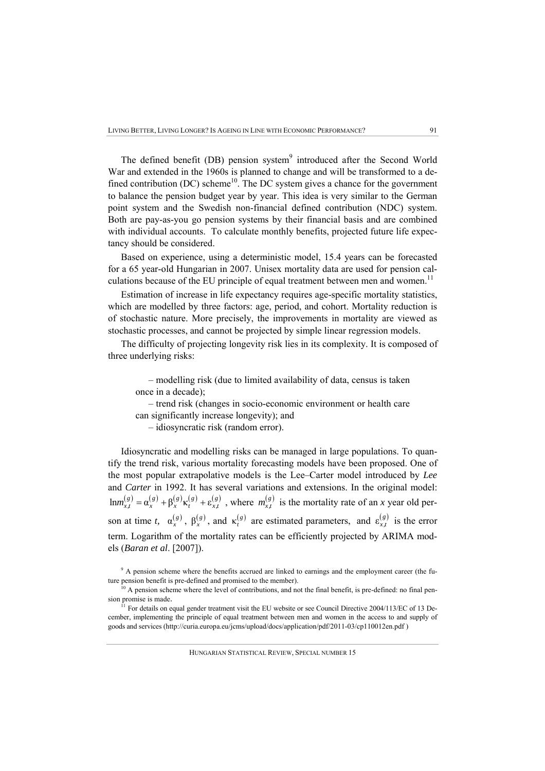The defined benefit (DB) pension system[9] introduced after the Second World War and extended in the 1960s is planned to change and will be transformed to a defined contribution (DC) scheme[10]. The DC system gives a chance for the government to balance the pension budget year by year. This idea is very similar to the German point system and the Swedish non-financial defined contribution (NDC) system. Both are pay-as-you go pension systems by their financial basis and are combined with individual accounts. To calculate monthly benefits, projected future life expectancy should be considered.

Based on experience, using a deterministic model, 15.4 years can be forecasted for a 65 year-old Hungarian in 2007. Unisex mortality data are used for pension calculations because of the EU principle of equal treatment between men and women.[11]

Estimation of increase in life expectancy requires age-specific mortality statistics, which are modelled by three factors: age, period, and cohort. Mortality reduction is of stochastic nature. More precisely, the improvements in mortality are viewed as stochastic processes, and cannot be projected by simple linear regression models.

The difficulty of projecting longevity risk lies in its complexity. It is composed of three underlying risks:

– modelling risk (due to limited availability of data, census is taken once in a decade);
– trend risk (changes in socio-economic environment or health care can significantly increase longevity); and
– idiosyncratic risk (random error).

Idiosyncratic and modelling risks can be managed in large populations. To quantify the trend risk, various mortality forecasting models have been proposed. One of the most popular extrapolative models is the Lee–Carter model introduced by *Lee* and *Carter* in 1992. It has several variations and extensions. In the original model: $\ln m_{x,t}^{(g)} = \alpha_x^{(g)} + \beta_x^{(g)} \kappa_t^{(g)} + \varepsilon_{x,t}^{(g)}$, where $m_{x,t}^{(g)}$ is the mortality rate of an *x* year old person at time *t*, $\alpha_x^{(g)}$, $\beta_x^{(g)}$, and $\kappa_t^{(g)}$ are estimated parameters, and $\varepsilon_{x,t}^{(g)}$ is the error term. Logarithm of the mortality rates can be efficiently projected by ARIMA models (*Baran et al*. [2007]).

[9] A pension scheme where the benefits accrued are linked to earnings and the employment career (the future pension benefit is pre-defined and promised to the member).

[10] A pension scheme where the level of contributions, and not the final benefit, is pre-defined: no final pension promise is made.

[11] For details on equal gender treatment visit the EU website or see Council Directive 2004/113/EC of 13 December, implementing the principle of equal treatment between men and women in the access to and supply of goods and services (http://curia.europa.eu/jcms/upload/docs/application/pdf/2011-03/cp110012en.pdf )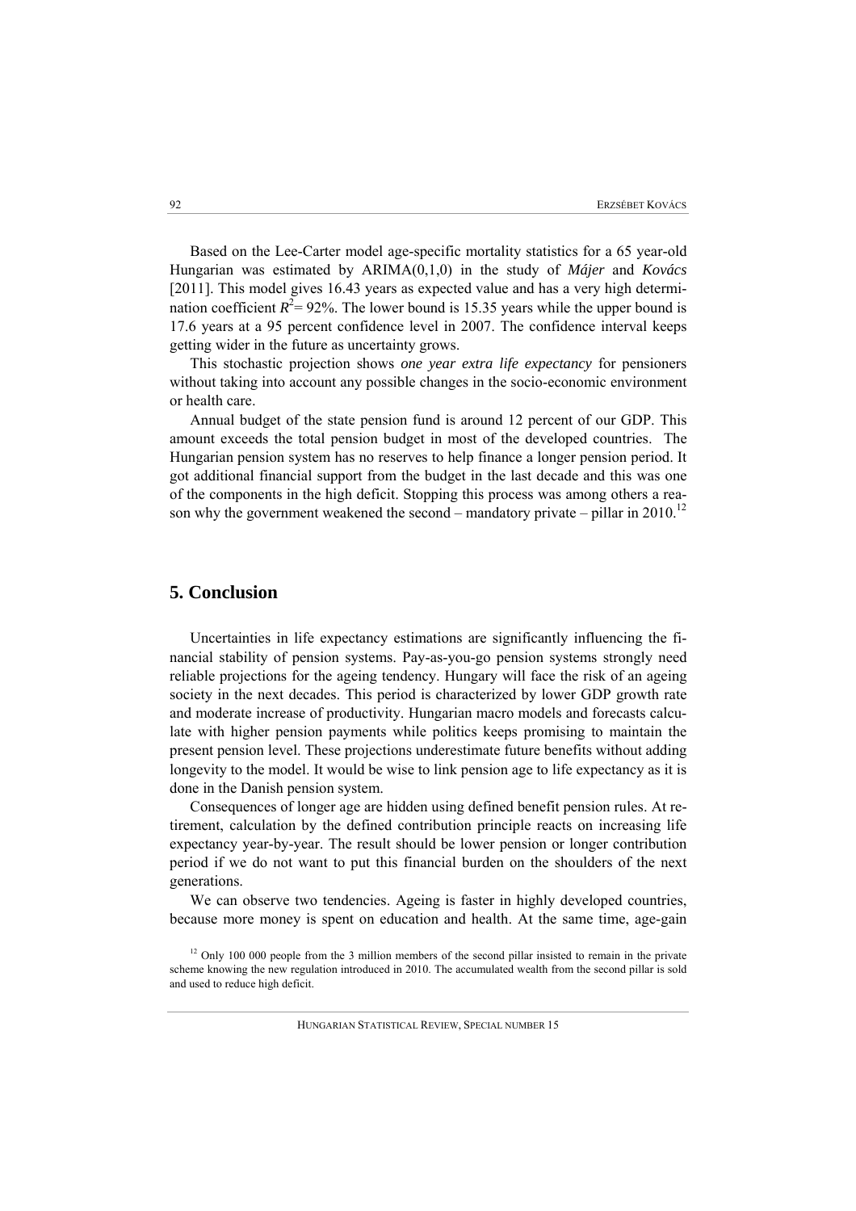Based on the Lee-Carter model age-specific mortality statistics for a 65 year-old Hungarian was estimated by ARIMA(0,1,0) in the study of *Májer* and *Kovács* [2011]. This model gives 16.43 years as expected value and has a very high determination coefficient $R^2 = 92\%$. The lower bound is 15.35 years while the upper bound is 17.6 years at a 95 percent confidence level in 2007. The confidence interval keeps getting wider in the future as uncertainty grows.

This stochastic projection shows *one year extra life expectancy* for pensioners without taking into account any possible changes in the socio-economic environment or health care.

Annual budget of the state pension fund is around 12 percent of our GDP. This amount exceeds the total pension budget in most of the developed countries. The Hungarian pension system has no reserves to help finance a longer pension period. It got additional financial support from the budget in the last decade and this was one of the components in the high deficit. Stopping this process was among others a reason why the government weakened the second – mandatory private – pillar in 2010.[12]

## 5. Conclusion

Uncertainties in life expectancy estimations are significantly influencing the financial stability of pension systems. Pay-as-you-go pension systems strongly need reliable projections for the ageing tendency. Hungary will face the risk of an ageing society in the next decades. This period is characterized by lower GDP growth rate and moderate increase of productivity. Hungarian macro models and forecasts calculate with higher pension payments while politics keeps promising to maintain the present pension level. These projections underestimate future benefits without adding longevity to the model. It would be wise to link pension age to life expectancy as it is done in the Danish pension system.

Consequences of longer age are hidden using defined benefit pension rules. At retirement, calculation by the defined contribution principle reacts on increasing life expectancy year-by-year. The result should be lower pension or longer contribution period if we do not want to put this financial burden on the shoulders of the next generations.

We can observe two tendencies. Ageing is faster in highly developed countries, because more money is spent on education and health. At the same time, age-gain

[12] Only 100 000 people from the 3 million members of the second pillar insisted to remain in the private scheme knowing the new regulation introduced in 2010. The accumulated wealth from the second pillar is sold and used to reduce high deficit.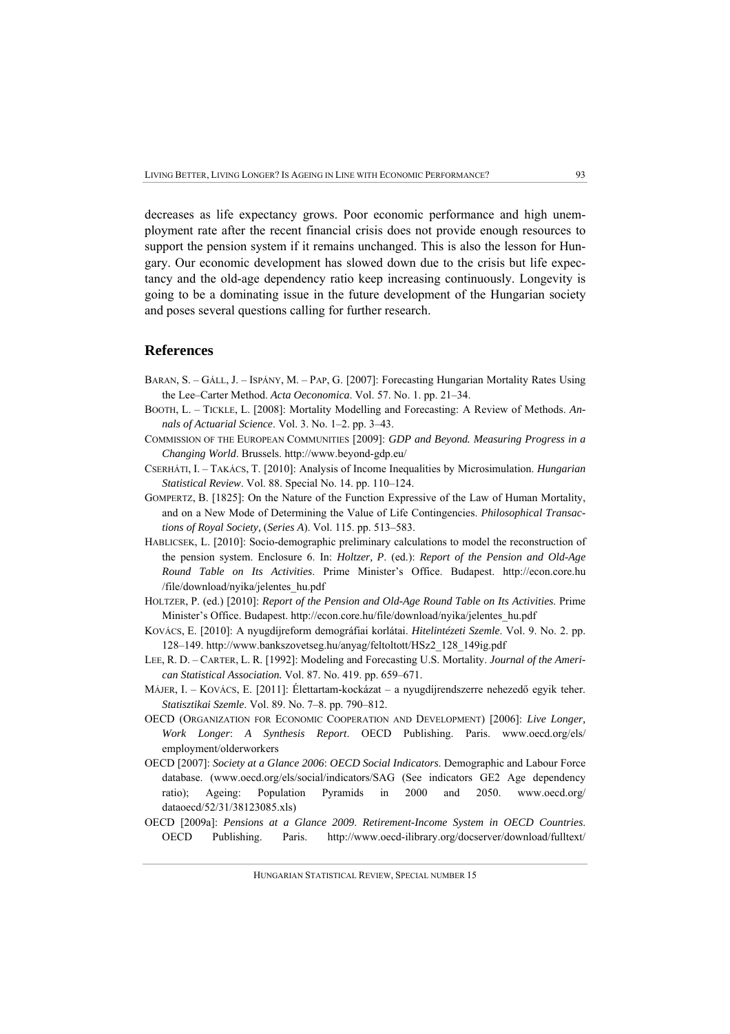decreases as life expectancy grows. Poor economic performance and high unemployment rate after the recent financial crisis does not provide enough resources to support the pension system if it remains unchanged. This is also the lesson for Hungary. Our economic development has slowed down due to the crisis but life expectancy and the old-age dependency ratio keep increasing continuously. Longevity is going to be a dominating issue in the future development of the Hungarian society and poses several questions calling for further research.

## References

BARAN, S. – GÁLL, J. – ISPÁNY, M. – PAP, G. [2007]: Forecasting Hungarian Mortality Rates Using the Lee–Carter Method. *Acta Oeconomica*. Vol. 57. No. 1. pp. 21–34.

BOOTH, L. – TICKLE, L. [2008]: Mortality Modelling and Forecasting: A Review of Methods. *Annals of Actuarial Science*. Vol. 3. No. 1–2. pp. 3–43.

COMMISSION OF THE EUROPEAN COMMUNITIES [2009]: *GDP and Beyond. Measuring Progress in a Changing World*. Brussels. http://www.beyond-gdp.eu/

CSERHÁTI, I. – TAKÁCS, T. [2010]: Analysis of Income Inequalities by Microsimulation. *Hungarian Statistical Review*. Vol. 88. Special No. 14. pp. 110–124.

GOMPERTZ, B. [1825]: On the Nature of the Function Expressive of the Law of Human Mortality, and on a New Mode of Determining the Value of Life Contingencies. *Philosophical Transactions of Royal Society*, (*Series A*). Vol. 115. pp. 513–583.

HABLICSEK, L. [2010]: Socio-demographic preliminary calculations to model the reconstruction of the pension system. Enclosure 6. In: *Holtzer, P.* (ed.): *Report of the Pension and Old-Age Round Table on Its Activities*. Prime Minister's Office. Budapest. http://econ.core.hu /file/download/nyika/jelentes_hu.pdf

HOLTZER, P. (ed.) [2010]: *Report of the Pension and Old-Age Round Table on Its Activities*. Prime Minister's Office. Budapest. http://econ.core.hu/file/download/nyika/jelentes_hu.pdf

KOVÁCS, E. [2010]: A nyugdíjreform demográfiai korlátai. *Hitelintézeti Szemle*. Vol. 9. No. 2. pp. 128–149. http://www.bankszovetseg.hu/anyag/feltoltott/HSz2_128_149ig.pdf

LEE, R. D. – CARTER, L. R. [1992]: Modeling and Forecasting U.S. Mortality. *Journal of the American Statistical Association.* Vol. 87. No. 419. pp. 659–671.

MÁJER, I. – KOVÁCS, E. [2011]: Élettartam-kockázat – a nyugdíjrendszerre nehezedő egyik teher. *Statisztikai Szemle*. Vol. 89. No. 7–8. pp. 790–812.

OECD (ORGANIZATION FOR ECONOMIC COOPERATION AND DEVELOPMENT) [2006]: *Live Longer, Work Longer*: *A Synthesis Report*. OECD Publishing. Paris. www.oecd.org/els/ employment/olderworkers

OECD [2007]: *Society at a Glance 2006*: *OECD Social Indicators*. Demographic and Labour Force database. (www.oecd.org/els/social/indicators/SAG (See indicators GE2 Age dependency ratio); Ageing: Population Pyramids in 2000 and 2050. www.oecd.org/ dataoecd/52/31/38123085.xls)

OECD [2009a]: *Pensions at a Glance 2009*. *Retirement-Income System in OECD Countries*. OECD Publishing. Paris. http://www.oecd-ilibrary.org/docserver/download/fulltext/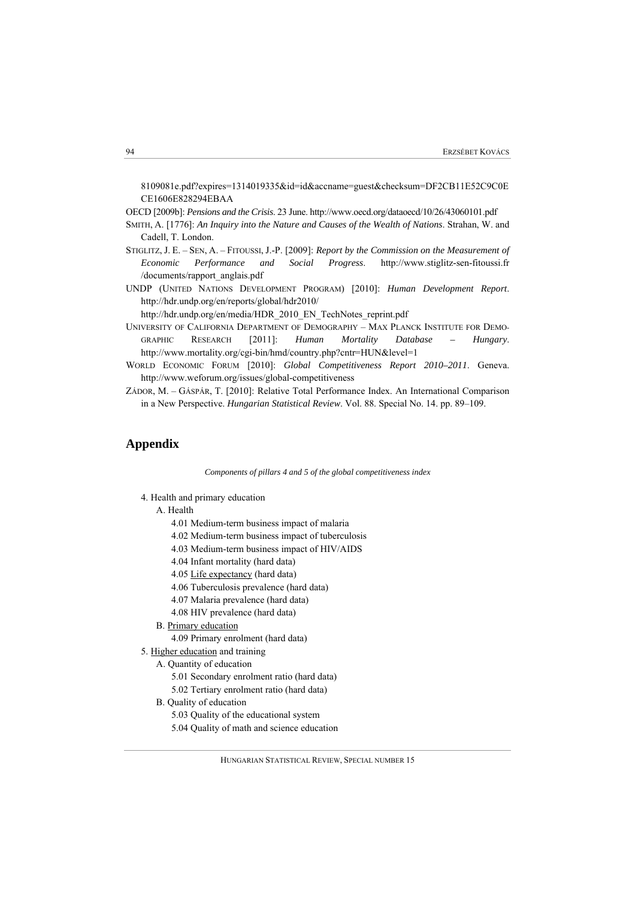8109081e.pdf?expires=1314019335&id=id&accname=guest&checksum=DF2CB11E52C9C0ECE1606E828294EBAA

OECD [2009b]: *Pensions and the Crisis*. 23 June. http://www.oecd.org/dataoecd/10/26/43060101.pdf

SMITH, A. [1776]: *An Inquiry into the Nature and Causes of the Wealth of Nations*. Strahan, W. and Cadell, T. London.

STIGLITZ, J. E. – SEN, A. – FITOUSSI, J.-P. [2009]: *Report by the Commission on the Measurement of Economic Performance and Social Progress*. http://www.stiglitz-sen-fitoussi.fr/documents/rapport_anglais.pdf

UNDP (UNITED NATIONS DEVELOPMENT PROGRAM) [2010]: *Human Development Report*. http://hdr.undp.org/en/reports/global/hdr2010/
http://hdr.undp.org/en/media/HDR_2010_EN_TechNotes_reprint.pdf

UNIVERSITY OF CALIFORNIA DEPARTMENT OF DEMOGRAPHY – MAX PLANCK INSTITUTE FOR DEMOGRAPHIC RESEARCH [2011]: *Human Mortality Database – Hungary*. http://www.mortality.org/cgi-bin/hmd/country.php?cntr=HUN&level=1

WORLD ECONOMIC FORUM [2010]: *Global Competitiveness Report 2010–2011*. Geneva. http://www.weforum.org/issues/global-competitiveness

ZÁDOR, M. – GÁSPÁR, T. [2010]: Relative Total Performance Index. An International Comparison in a New Perspective. *Hungarian Statistical Review*. Vol. 88. Special No. 14. pp. 89–109.

## Appendix

*Components of pillars 4 and 5 of the global competitiveness index*

- 4. Health and primary education
  - A. Health
    - 4.01 Medium-term business impact of malaria
    - 4.02 Medium-term business impact of tuberculosis
    - 4.03 Medium-term business impact of HIV/AIDS
    - 4.04 Infant mortality (hard data)
    - 4.05 <u>Life expectancy</u> (hard data)
    - 4.06 Tuberculosis prevalence (hard data)
    - 4.07 Malaria prevalence (hard data)
    - 4.08 HIV prevalence (hard data)
  - B. <u>Primary education</u>
    - 4.09 Primary enrolment (hard data)
- 5. <u>Higher education</u> and training
  - A. Quantity of education
    - 5.01 Secondary enrolment ratio (hard data)
    - 5.02 Tertiary enrolment ratio (hard data)
  - B. Quality of education
    - 5.03 Quality of the educational system
    - 5.04 Quality of math and science education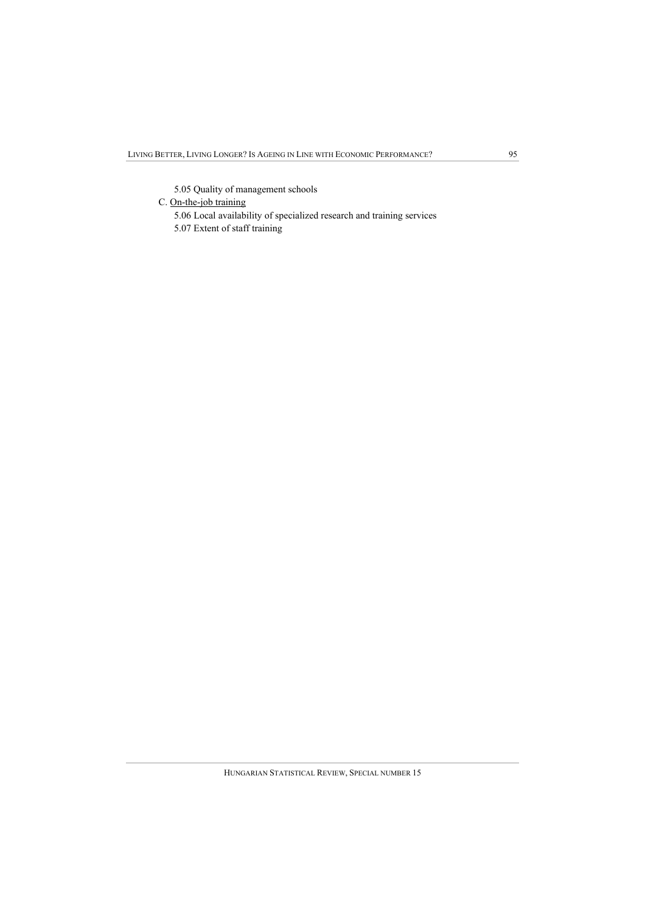5.05 Quality of management schools

C. On-the-job training

5.06 Local availability of specialized research and training services

5.07 Extent of staff training